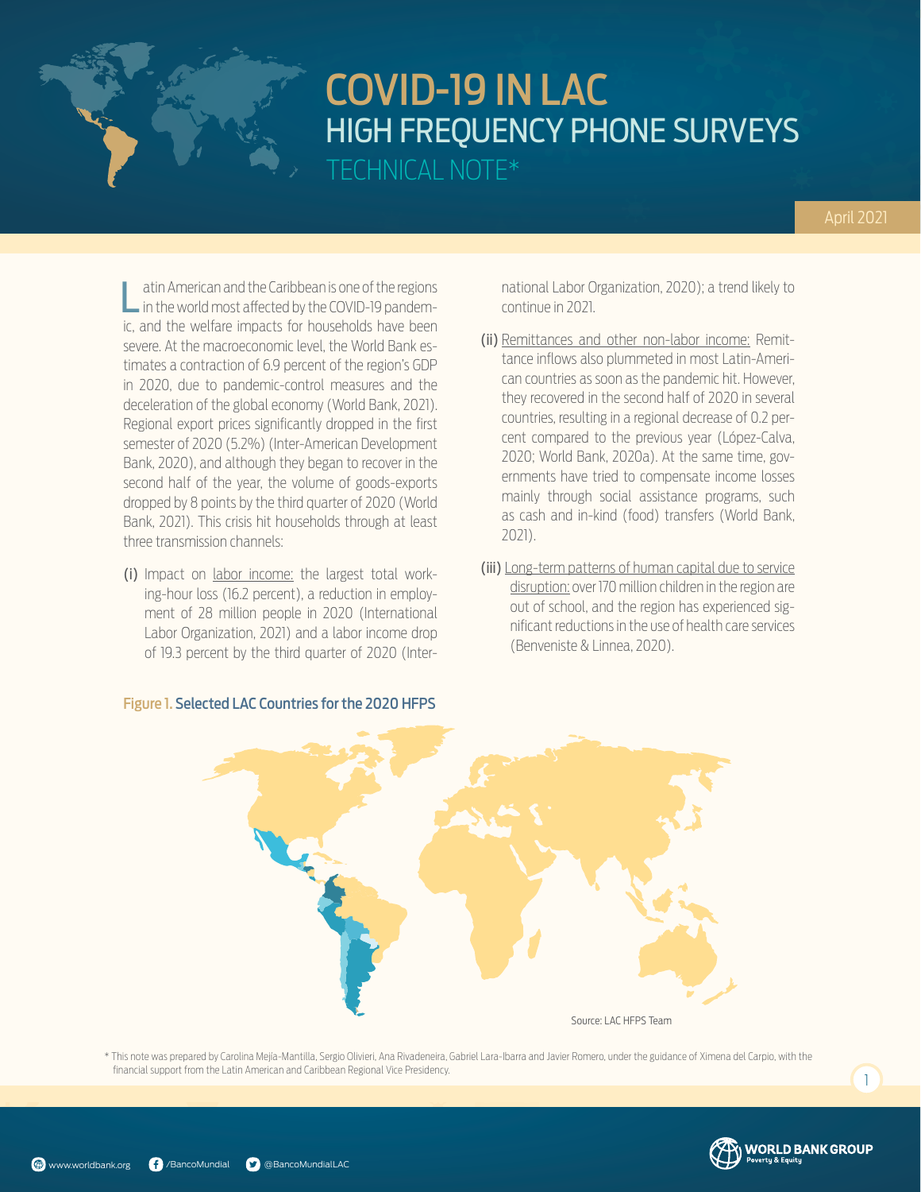# COVID-19 IN LAC
## HIGH FREQUENCY PHONE SURVEYS
### TECHNICAL NOTE*

April 2021

Latin American and the Caribbean is one of the regions in the world most affected by the COVID-19 pandemic, and the welfare impacts for households have been severe. At the macroeconomic level, the World Bank estimates a contraction of 6.9 percent of the region's GDP in 2020, due to pandemic-control measures and the deceleration of the global economy (World Bank, 2021). Regional export prices significantly dropped in the first semester of 2020 (5.2%) (Inter-American Development Bank, 2020), and although they began to recover in the second half of the year, the volume of goods-exports dropped by 8 points by the third quarter of 2020 (World Bank, 2021). This crisis hit households through at least three transmission channels:

(i) Impact on labor income: the largest total working-hour loss (16.2 percent), a reduction in employment of 28 million people in 2020 (International Labor Organization, 2021) and a labor income drop of 19.3 percent by the third quarter of 2020 (International Labor Organization, 2020); a trend likely to continue in 2021.

(ii) Remittances and other non-labor income: Remittance inflows also plummeted in most Latin-American countries as soon as the pandemic hit. However, they recovered in the second half of 2020 in several countries, resulting in a regional decrease of 0.2 percent compared to the previous year (López-Calva, 2020; World Bank, 2020a). At the same time, governments have tried to compensate income losses mainly through social assistance programs, such as cash and in-kind (food) transfers (World Bank, 2021).

(iii) Long-term patterns of human capital due to service disruption: over 170 million children in the region are out of school, and the region has experienced significant reductions in the use of health care services (Benveniste & Linnea, 2020).

**Figure 1. Selected LAC Countries for the 2020 HFPS**

Source: LAC HFPS Team

\* This note was prepared by Carolina Mejía-Mantilla, Sergio Olivieri, Ana Rivadeneira, Gabriel Lara-Ibarra and Javier Romero, under the guidance of Ximena del Carpio, with the financial support from the Latin American and Caribbean Regional Vice Presidency.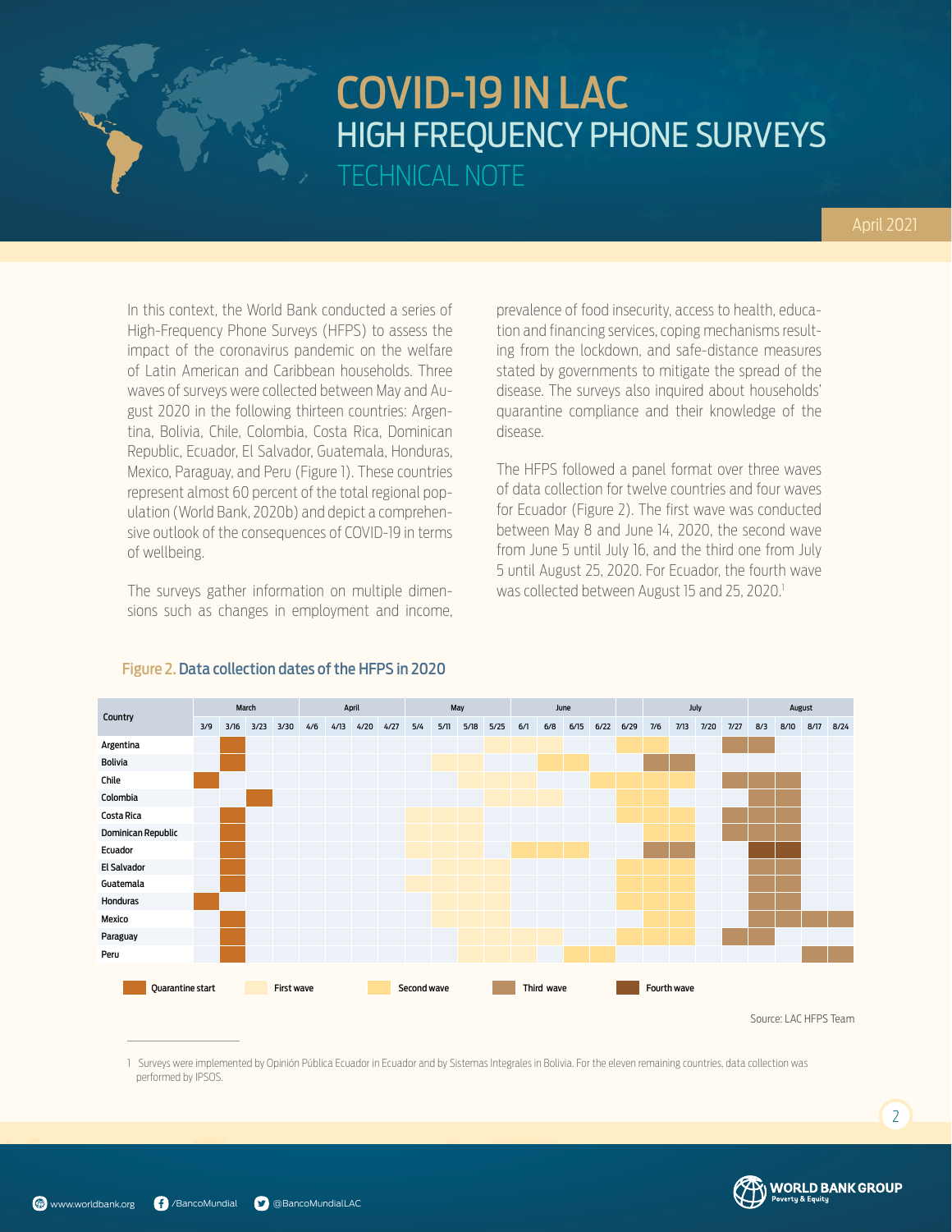# COVID-19 IN LAC

## HIGH FREQUENCY PHONE SURVEYS

### TECHNICAL NOTE

April 2021

In this context, the World Bank conducted a series of High-Frequency Phone Surveys (HFPS) to assess the impact of the coronavirus pandemic on the welfare of Latin American and Caribbean households. Three waves of surveys were collected between May and August 2020 in the following thirteen countries: Argentina, Bolivia, Chile, Colombia, Costa Rica, Dominican Republic, Ecuador, El Salvador, Guatemala, Honduras, Mexico, Paraguay, and Peru (Figure 1). These countries represent almost 60 percent of the total regional population (World Bank, 2020b) and depict a comprehensive outlook of the consequences of COVID-19 in terms of wellbeing.

The surveys gather information on multiple dimensions such as changes in employment and income, prevalence of food insecurity, access to health, education and financing services, coping mechanisms resulting from the lockdown, and safe-distance measures stated by governments to mitigate the spread of the disease. The surveys also inquired about households' quarantine compliance and their knowledge of the disease.

The HFPS followed a panel format over three waves of data collection for twelve countries and four waves for Ecuador (Figure 2). The first wave was conducted between May 8 and June 14, 2020, the second wave from June 5 until July 16, and the third one from July 5 until August 25, 2020. For Ecuador, the fourth wave was collected between August 15 and 25, 2020.[1]

**Figure 2. Data collection dates of the HFPS in 2020**

| Country | March | | | | April | | | | May | | | | June | | | | | July | | | | August | | | |
|---|---|---|---|---|---|---|---|---|---|---|---|---|---|---|---|---|---|---|---|---|---|---|---|---|---|
| | 3/9 | 3/16 | 3/23 | 3/30 | 4/6 | 4/13 | 4/20 | 4/27 | 5/4 | 5/11 | 5/18 | 5/25 | 6/1 | 6/8 | 6/15 | 6/22 | 6/29 | 7/6 | 7/13 | 7/20 | 7/27 | 8/3 | 8/10 | 8/17 | 8/24 |
| Argentina | | Quarantine start | | | | | | | | | | First wave | First wave | First wave | | | Second wave | Second wave | | | Third wave | Third wave | | | |
| Bolivia | | Quarantine start | | | | | | | | First wave | First wave | | | Second wave | Second wave | | | Third wave | Third wave | | | | | | |
| Chile | Quarantine start | | | | | | | | | | First wave | First wave | | | | Second wave | Second wave | Second wave | Second wave | | Third wave | Third wave | Third wave | | |
| Colombia | | | Quarantine start | | | | | | | | | First wave | First wave | First wave | | | Second wave | Second wave | | | | Third wave | Third wave | | |
| Costa Rica | | Quarantine start | | | | | | | First wave | First wave | First wave | | | | | | Second wave | Second wave | Second wave | | Third wave | Third wave | Third wave | | |
| Dominican Republic | | Quarantine start | | | | | | | First wave | First wave | First wave | | | | | | | Second wave | Second wave | | Third wave | Third wave | Third wave | | |
| Ecuador | | Quarantine start | | | | | | | First wave | First wave | First wave | | Second wave | Second wave | Second wave | | | Third wave | Third wave | | | Fourth wave | Fourth wave | | |
| El Salvador | | Quarantine start | | | | | | | | First wave | First wave | First wave | | | | | Second wave | Second wave | Second wave | | | Third wave | Third wave | | |
| Guatemala | | Quarantine start | | | | | | | First wave | First wave | First wave | First wave | | | | | Second wave | Second wave | Second wave | | | Third wave | Third wave | | |
| Honduras | Quarantine start | | | | | | | | | First wave | First wave | First wave | | | | | Second wave | Second wave | Second wave | | | Third wave | Third wave | | |
| Mexico | | Quarantine start | | | | | | | | First wave | First wave | First wave | | | | | | Second wave | Second wave | | | Third wave | Third wave | Third wave | Third wave |
| Paraguay | | Quarantine start | | | | | | | | | First wave | First wave | First wave | First wave | | | Second wave | Second wave | Second wave | | Third wave | Third wave | | | |
| Peru | | Quarantine start | | | | | | | | | First wave | First wave | First wave | | Second wave | Second wave | | | | | | | | Third wave | Third wave |

Source: LAC HFPS Team

[1] Surveys were implemented by Opinión Pública Ecuador in Ecuador and by Sistemas Integrales in Bolivia. For the eleven remaining countries, data collection was performed by IPSOS.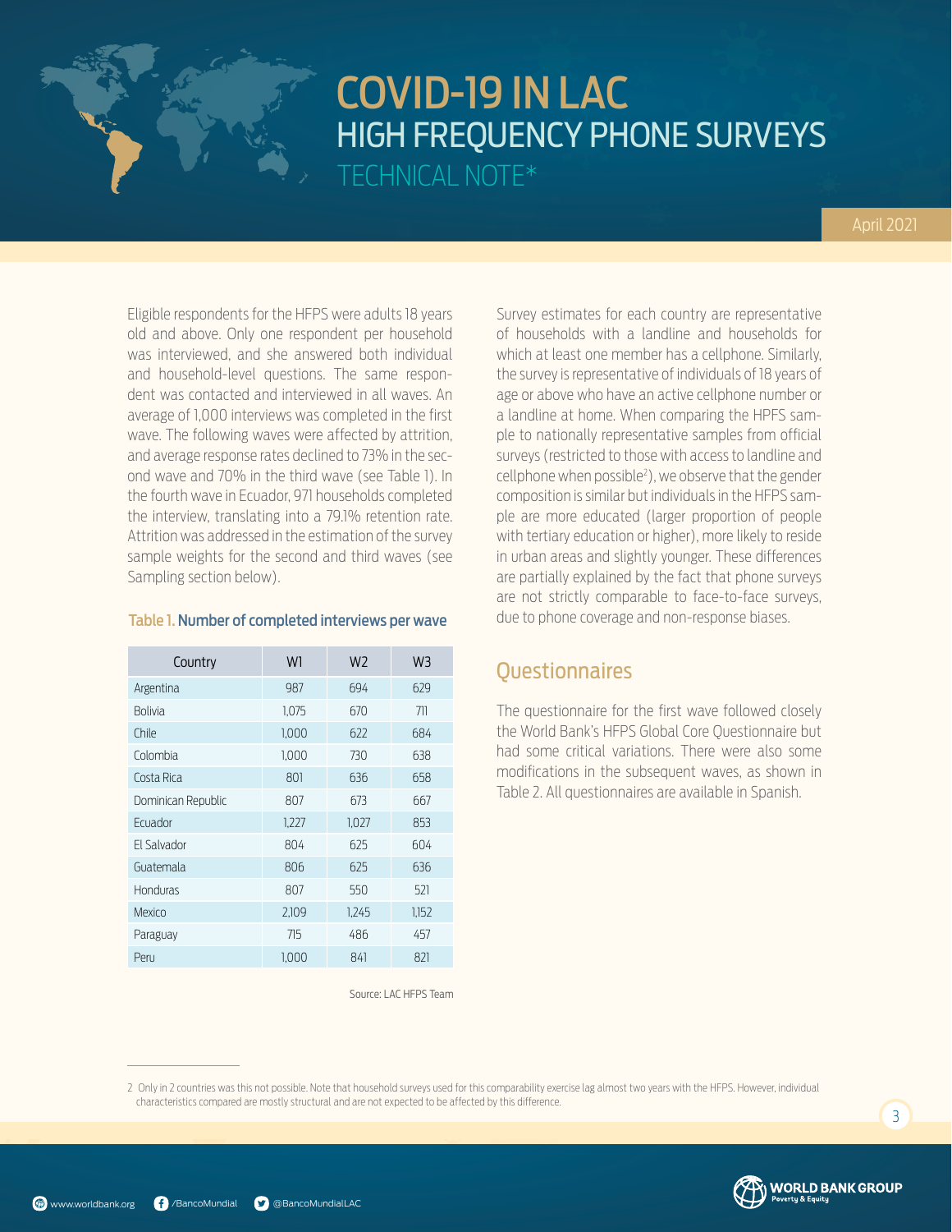# COVID-19 IN LAC
## HIGH FREQUENCY PHONE SURVEYS
### TECHNICAL NOTE*

April 2021

Eligible respondents for the HFPS were adults 18 years old and above. Only one respondent per household was interviewed, and she answered both individual and household-level questions. The same respondent was contacted and interviewed in all waves. An average of 1,000 interviews was completed in the first wave. The following waves were affected by attrition, and average response rates declined to 73% in the second wave and 70% in the third wave (see Table 1). In the fourth wave in Ecuador, 971 households completed the interview, translating into a 79.1% retention rate. Attrition was addressed in the estimation of the survey sample weights for the second and third waves (see Sampling section below).

**Table 1. Number of completed interviews per wave**

| Country | W1 | W2 | W3 |
|---|---|---|---|
| Argentina | 987 | 694 | 629 |
| Bolivia | 1,075 | 670 | 711 |
| Chile | 1,000 | 622 | 684 |
| Colombia | 1,000 | 730 | 638 |
| Costa Rica | 801 | 636 | 658 |
| Dominican Republic | 807 | 673 | 667 |
| Ecuador | 1,227 | 1,027 | 853 |
| El Salvador | 804 | 625 | 604 |
| Guatemala | 806 | 625 | 636 |
| Honduras | 807 | 550 | 521 |
| Mexico | 2,109 | 1,245 | 1,152 |
| Paraguay | 715 | 486 | 457 |
| Peru | 1,000 | 841 | 821 |

Source: LAC HFPS Team

Survey estimates for each country are representative of households with a landline and households for which at least one member has a cellphone. Similarly, the survey is representative of individuals of 18 years of age or above who have an active cellphone number or a landline at home. When comparing the HPFS sample to nationally representative samples from official surveys (restricted to those with access to landline and cellphone when possible[2]), we observe that the gender composition is similar but individuals in the HFPS sample are more educated (larger proportion of people with tertiary education or higher), more likely to reside in urban areas and slightly younger. These differences are partially explained by the fact that phone surveys are not strictly comparable to face-to-face surveys, due to phone coverage and non-response biases.

## Questionnaires

The questionnaire for the first wave followed closely the World Bank's HFPS Global Core Questionnaire but had some critical variations. There were also some modifications in the subsequent waves, as shown in Table 2. All questionnaires are available in Spanish.

2 Only in 2 countries was this not possible. Note that household surveys used for this comparability exercise lag almost two years with the HFPS. However, individual characteristics compared are mostly structural and are not expected to be affected by this difference.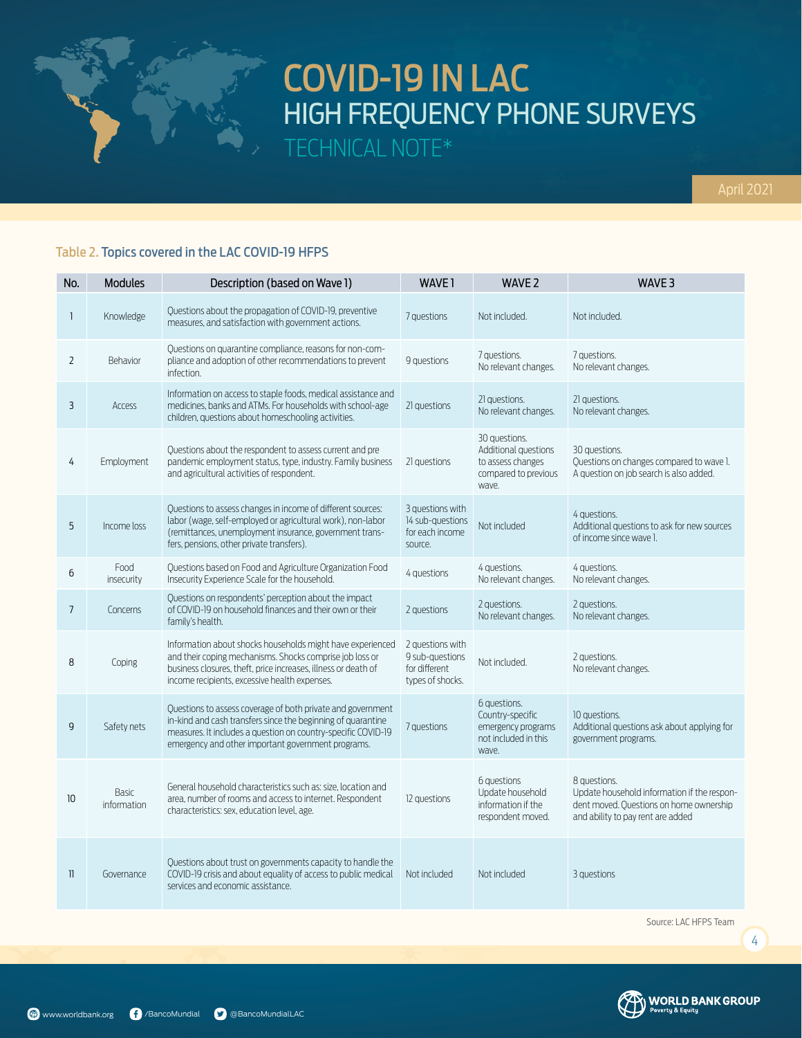# COVID-19 IN LAC
## HIGH FREQUENCY PHONE SURVEYS
### TECHNICAL NOTE*

April 2021

**Table 2. Topics covered in the LAC COVID-19 HFPS**

| No. | Modules | Description (based on Wave 1) | WAVE 1 | WAVE 2 | WAVE 3 |
|---|---|---|---|---|---|
| 1 | Knowledge | Questions about the propagation of COVID-19, preventive measures, and satisfaction with government actions. | 7 questions | Not included. | Not included. |
| 2 | Behavior | Questions on quarantine compliance, reasons for non-compliance and adoption of other recommendations to prevent infection. | 9 questions | 7 questions. No relevant changes. | 7 questions. No relevant changes. |
| 3 | Access | Information on access to staple foods, medical assistance and medicines, banks and ATMs. For households with school-age children, questions about homeschooling activities. | 21 questions | 21 questions. No relevant changes. | 21 questions. No relevant changes. |
| 4 | Employment | Questions about the respondent to assess current and pre pandemic employment status, type, industry. Family business and agricultural activities of respondent. | 21 questions | 30 questions. Additional questions to assess changes compared to previous wave. | 30 questions. Questions on changes compared to wave 1. A question on job search is also added. |
| 5 | Income loss | Questions to assess changes in income of different sources: labor (wage, self-employed or agricultural work), non-labor (remittances, unemployment insurance, government transfers, pensions, other private transfers). | 3 questions with 14 sub-questions for each income source. | Not included | 4 questions. Additional questions to ask for new sources of income since wave 1. |
| 6 | Food insecurity | Questions based on Food and Agriculture Organization Food Insecurity Experience Scale for the household. | 4 questions | 4 questions. No relevant changes. | 4 questions. No relevant changes. |
| 7 | Concerns | Questions on respondents' perception about the impact of COVID-19 on household finances and their own or their family's health. | 2 questions | 2 questions. No relevant changes. | 2 questions. No relevant changes. |
| 8 | Coping | Information about shocks households might have experienced and their coping mechanisms. Shocks comprise job loss or business closures, theft, price increases, illness or death of income recipients, excessive health expenses. | 2 questions with 9 sub-questions for different types of shocks. | Not included. | 2 questions. No relevant changes. |
| 9 | Safety nets | Questions to assess coverage of both private and government in-kind and cash transfers since the beginning of quarantine measures. It includes a question on country-specific COVID-19 emergency and other important government programs. | 7 questions | 6 questions. Country-specific emergency programs not included in this wave. | 10 questions. Additional questions ask about applying for government programs. |
| 10 | Basic information | General household characteristics such as: size, location and area, number of rooms and access to internet. Respondent characteristics: sex, education level, age. | 12 questions | 6 questions Update household information if the respondent moved. | 8 questions. Update household information if the respondent moved. Questions on home ownership and ability to pay rent are added |
| 11 | Governance | Questions about trust on governments capacity to handle the COVID-19 crisis and about equality of access to public medical services and economic assistance. | Not included | Not included | 3 questions |

Source: LAC HFPS Team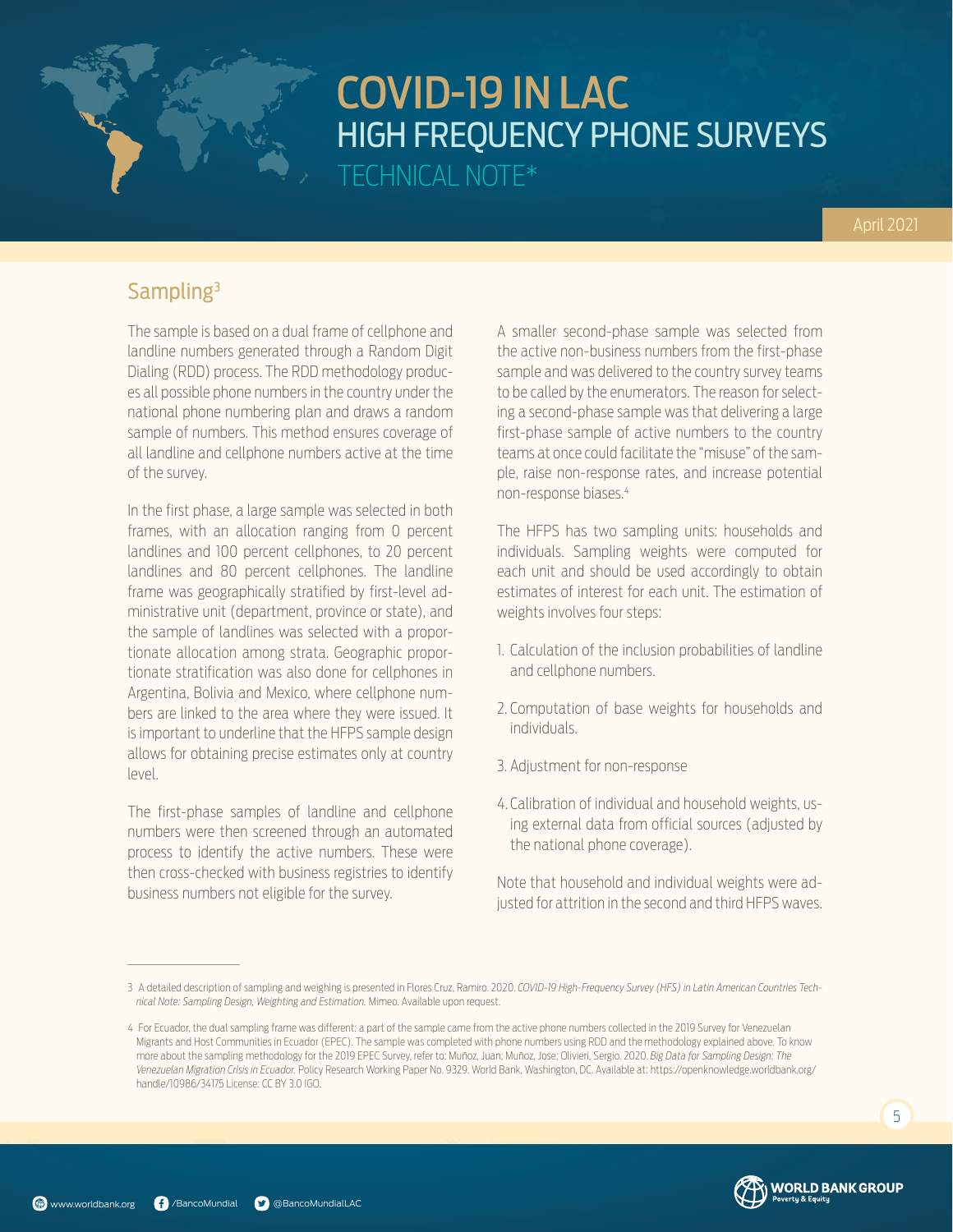## Sampling[3]

The sample is based on a dual frame of cellphone and landline numbers generated through a Random Digit Dialing (RDD) process. The RDD methodology produces all possible phone numbers in the country under the national phone numbering plan and draws a random sample of numbers. This method ensures coverage of all landline and cellphone numbers active at the time of the survey.

In the first phase, a large sample was selected in both frames, with an allocation ranging from 0 percent landlines and 100 percent cellphones, to 20 percent landlines and 80 percent cellphones. The landline frame was geographically stratified by first-level administrative unit (department, province or state), and the sample of landlines was selected with a proportionate allocation among strata. Geographic proportionate stratification was also done for cellphones in Argentina, Bolivia and Mexico, where cellphone numbers are linked to the area where they were issued. It is important to underline that the HFPS sample design allows for obtaining precise estimates only at country level.

The first-phase samples of landline and cellphone numbers were then screened through an automated process to identify the active numbers. These were then cross-checked with business registries to identify business numbers not eligible for the survey.

A smaller second-phase sample was selected from the active non-business numbers from the first-phase sample and was delivered to the country survey teams to be called by the enumerators. The reason for selecting a second-phase sample was that delivering a large first-phase sample of active numbers to the country teams at once could facilitate the "misuse" of the sample, raise non-response rates, and increase potential non-response biases.[4]

The HFPS has two sampling units: households and individuals. Sampling weights were computed for each unit and should be used accordingly to obtain estimates of interest for each unit. The estimation of weights involves four steps:

1. Calculation of the inclusion probabilities of landline and cellphone numbers.
2. Computation of base weights for households and individuals.
3. Adjustment for non-response
4. Calibration of individual and household weights, using external data from official sources (adjusted by the national phone coverage).

Note that household and individual weights were adjusted for attrition in the second and third HFPS waves.

---

3 A detailed description of sampling and weighing is presented in Flores Cruz, Ramiro. 2020. *COVID-19 High-Frequency Survey (HFS) in Latin American Countries Technical Note: Sampling Design, Weighting and Estimation.* Mimeo. Available upon request.

4 For Ecuador, the dual sampling frame was different: a part of the sample came from the active phone numbers collected in the 2019 Survey for Venezuelan Migrants and Host Communities in Ecuador (EPEC). The sample was completed with phone numbers using RDD and the methodology explained above. To know more about the sampling methodology for the 2019 EPEC Survey, refer to: Muñoz, Juan; Muñoz, Jose; Olivieri, Sergio. 2020. *Big Data for Sampling Design: The Venezuelan Migration Crisis in Ecuador.* Policy Research Working Paper No. 9329. World Bank, Washington, DC. Available at: https://openknowledge.worldbank.org/handle/10986/34175 License: CC BY 3.0 IGO.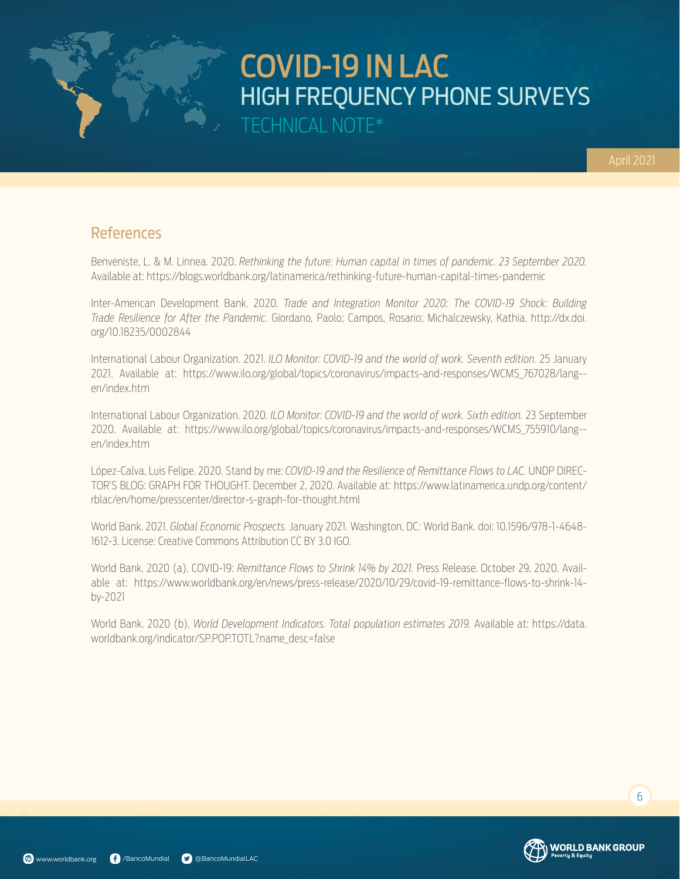## References

Benveniste, L. & M. Linnea. 2020. *Rethinking the future: Human capital in times of pandemic. 23 September 2020.* Available at: https://blogs.worldbank.org/latinamerica/rethinking-future-human-capital-times-pandemic

Inter-American Development Bank. 2020. *Trade and Integration Monitor 2020: The COVID-19 Shock: Building Trade Resilience for After the Pandemic.* Giordano, Paolo; Campos, Rosario; Michalczewsky, Kathia. http://dx.doi.org/10.18235/0002844

International Labour Organization. 2021. *ILO Monitor: COVID-19 and the world of work. Seventh edition.* 25 January 2021. Available at: https://www.ilo.org/global/topics/coronavirus/impacts-and-responses/WCMS_767028/lang--en/index.htm

International Labour Organization. 2020. *ILO Monitor: COVID-19 and the world of work. Sixth edition.* 23 September 2020. Available at: https://www.ilo.org/global/topics/coronavirus/impacts-and-responses/WCMS_755910/lang--en/index.htm

López-Calva, Luis Felipe. 2020. Stand by me: *COVID-19 and the Resilience of Remittance Flows to LAC.* UNDP DIRECTOR'S BLOG: GRAPH FOR THOUGHT. December 2, 2020. Available at: https://www.latinamerica.undp.org/content/rblac/en/home/presscenter/director-s-graph-for-thought.html

World Bank. 2021. *Global Economic Prospects.* January 2021. Washington, DC: World Bank. doi: 10.1596/978-1-4648-1612-3. License: Creative Commons Attribution CC BY 3.0 IGO.

World Bank. 2020 (a). COVID-19: *Remittance Flows to Shrink 14% by 2021.* Press Release. October 29, 2020. Available at: https://www.worldbank.org/en/news/press-release/2020/10/29/covid-19-remittance-flows-to-shrink-14-by-2021

World Bank. 2020 (b). *World Development Indicators. Total population estimates 2019.* Available at: https://data.worldbank.org/indicator/SP.POP.TOTL?name_desc=false